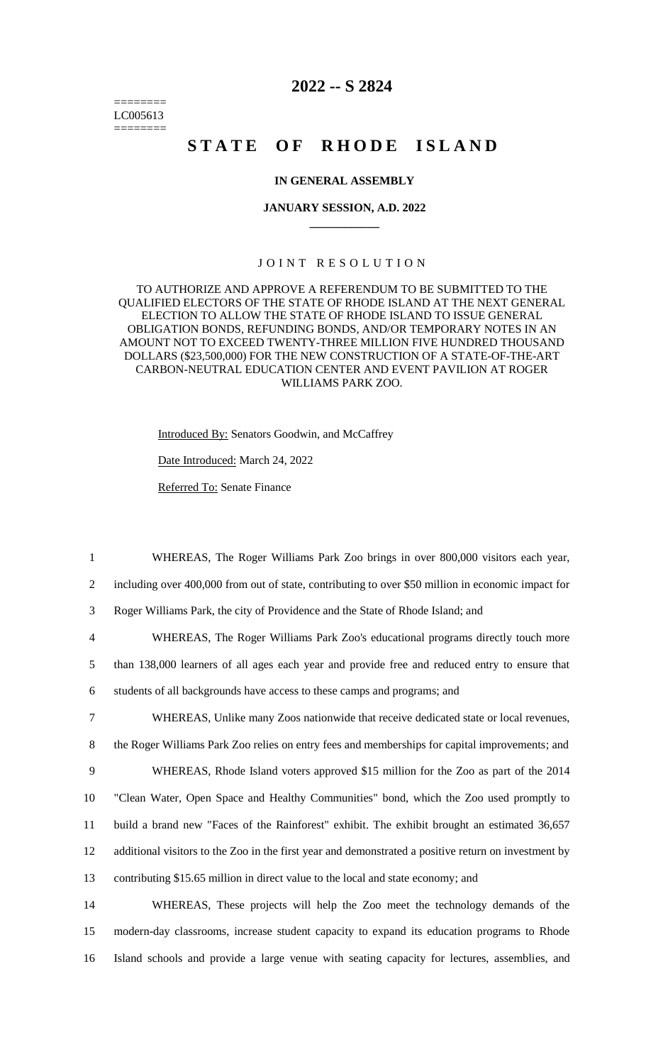========
LC005613
========

# 2022 -- S 2824

# STATE OF RHODE ISLAND

**IN GENERAL ASSEMBLY**

**JANUARY SESSION, A.D. 2022**

JOINT RESOLUTION

TO AUTHORIZE AND APPROVE A REFERENDUM TO BE SUBMITTED TO THE QUALIFIED ELECTORS OF THE STATE OF RHODE ISLAND AT THE NEXT GENERAL ELECTION TO ALLOW THE STATE OF RHODE ISLAND TO ISSUE GENERAL OBLIGATION BONDS, REFUNDING BONDS, AND/OR TEMPORARY NOTES IN AN AMOUNT NOT TO EXCEED TWENTY-THREE MILLION FIVE HUNDRED THOUSAND DOLLARS ($23,500,000) FOR THE NEW CONSTRUCTION OF A STATE-OF-THE-ART CARBON-NEUTRAL EDUCATION CENTER AND EVENT PAVILION AT ROGER WILLIAMS PARK ZOO.

Introduced By: Senators Goodwin, and McCaffrey

Date Introduced: March 24, 2022

Referred To: Senate Finance

1 WHEREAS, The Roger Williams Park Zoo brings in over 800,000 visitors each year,
2 including over 400,000 from out of state, contributing to over $50 million in economic impact for
3 Roger Williams Park, the city of Providence and the State of Rhode Island; and
4 WHEREAS, The Roger Williams Park Zoo's educational programs directly touch more
5 than 138,000 learners of all ages each year and provide free and reduced entry to ensure that
6 students of all backgrounds have access to these camps and programs; and
7 WHEREAS, Unlike many Zoos nationwide that receive dedicated state or local revenues,
8 the Roger Williams Park Zoo relies on entry fees and memberships for capital improvements; and
9 WHEREAS, Rhode Island voters approved $15 million for the Zoo as part of the 2014
10 "Clean Water, Open Space and Healthy Communities" bond, which the Zoo used promptly to
11 build a brand new "Faces of the Rainforest" exhibit. The exhibit brought an estimated 36,657
12 additional visitors to the Zoo in the first year and demonstrated a positive return on investment by
13 contributing $15.65 million in direct value to the local and state economy; and
14 WHEREAS, These projects will help the Zoo meet the technology demands of the
15 modern-day classrooms, increase student capacity to expand its education programs to Rhode
16 Island schools and provide a large venue with seating capacity for lectures, assemblies, and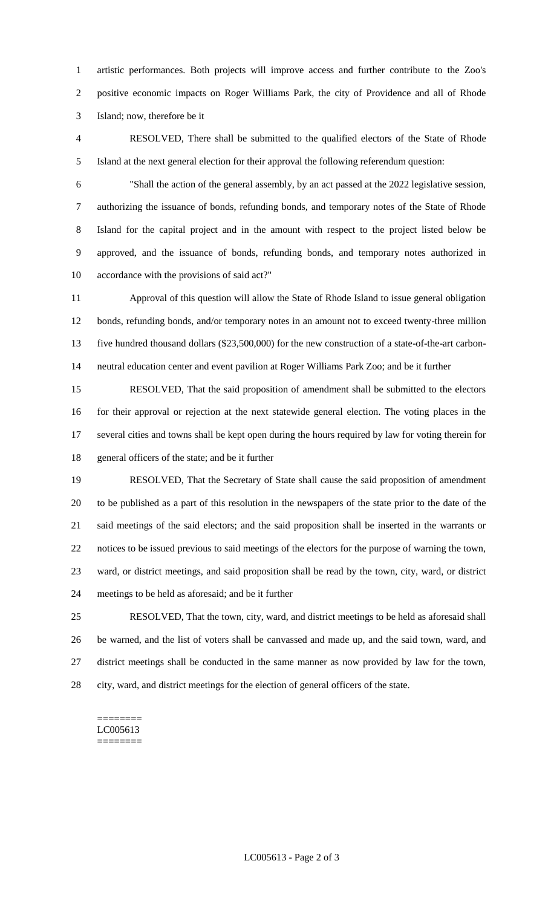artistic performances. Both projects will improve access and further contribute to the Zoo's positive economic impacts on Roger Williams Park, the city of Providence and all of Rhode Island; now, therefore be it

RESOLVED, There shall be submitted to the qualified electors of the State of Rhode Island at the next general election for their approval the following referendum question:

"Shall the action of the general assembly, by an act passed at the 2022 legislative session, authorizing the issuance of bonds, refunding bonds, and temporary notes of the State of Rhode Island for the capital project and in the amount with respect to the project listed below be approved, and the issuance of bonds, refunding bonds, and temporary notes authorized in accordance with the provisions of said act?"

Approval of this question will allow the State of Rhode Island to issue general obligation bonds, refunding bonds, and/or temporary notes in an amount not to exceed twenty-three million five hundred thousand dollars ($23,500,000) for the new construction of a state-of-the-art carbon-neutral education center and event pavilion at Roger Williams Park Zoo; and be it further

RESOLVED, That the said proposition of amendment shall be submitted to the electors for their approval or rejection at the next statewide general election. The voting places in the several cities and towns shall be kept open during the hours required by law for voting therein for general officers of the state; and be it further

RESOLVED, That the Secretary of State shall cause the said proposition of amendment to be published as a part of this resolution in the newspapers of the state prior to the date of the said meetings of the said electors; and the said proposition shall be inserted in the warrants or notices to be issued previous to said meetings of the electors for the purpose of warning the town, ward, or district meetings, and said proposition shall be read by the town, city, ward, or district meetings to be held as aforesaid; and be it further

RESOLVED, That the town, city, ward, and district meetings to be held as aforesaid shall be warned, and the list of voters shall be canvassed and made up, and the said town, ward, and district meetings shall be conducted in the same manner as now provided by law for the town, city, ward, and district meetings for the election of general officers of the state.

========
LC005613
========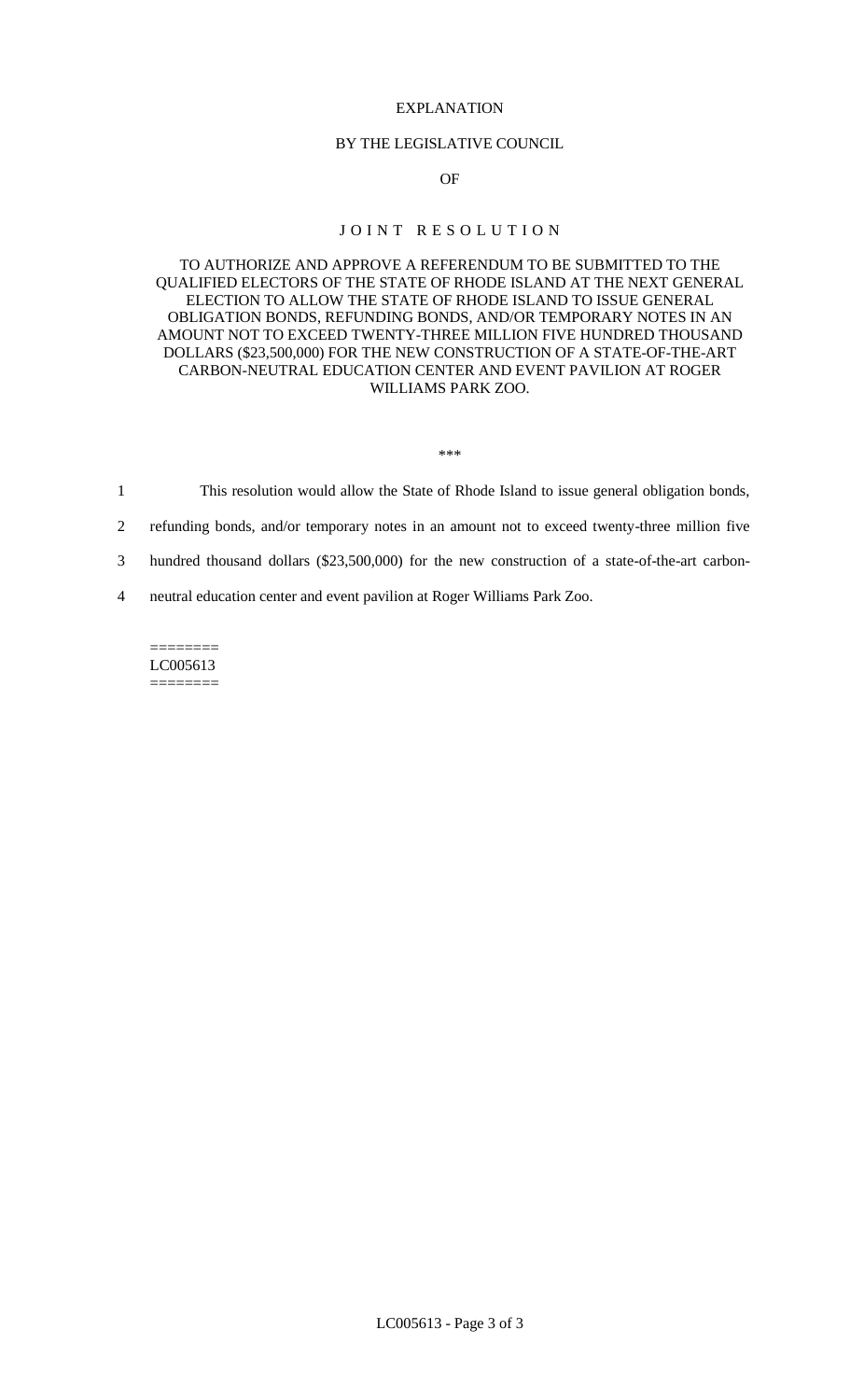EXPLANATION

BY THE LEGISLATIVE COUNCIL

OF

J O I N T R E S O L U T I O N

TO AUTHORIZE AND APPROVE A REFERENDUM TO BE SUBMITTED TO THE QUALIFIED ELECTORS OF THE STATE OF RHODE ISLAND AT THE NEXT GENERAL ELECTION TO ALLOW THE STATE OF RHODE ISLAND TO ISSUE GENERAL OBLIGATION BONDS, REFUNDING BONDS, AND/OR TEMPORARY NOTES IN AN AMOUNT NOT TO EXCEED TWENTY-THREE MILLION FIVE HUNDRED THOUSAND DOLLARS ($23,500,000) FOR THE NEW CONSTRUCTION OF A STATE-OF-THE-ART CARBON-NEUTRAL EDUCATION CENTER AND EVENT PAVILION AT ROGER WILLIAMS PARK ZOO.

***

1 This resolution would allow the State of Rhode Island to issue general obligation bonds,
2 refunding bonds, and/or temporary notes in an amount not to exceed twenty-three million five
3 hundred thousand dollars ($23,500,000) for the new construction of a state-of-the-art carbon-
4 neutral education center and event pavilion at Roger Williams Park Zoo.

========
LC005613
========